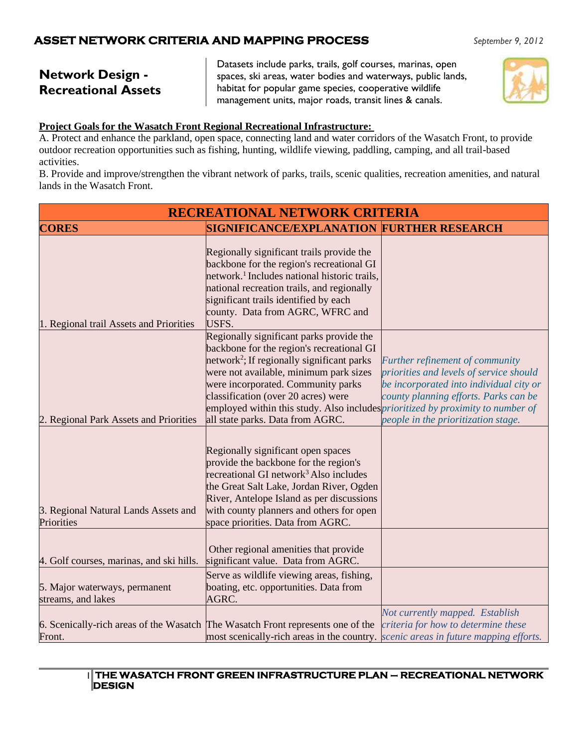# ASSET NETWORK CRITERIA AND MAPPING PROCESS

*September 9, 2012*

## Network Design - Recreational Assets

Datasets include parks, trails, golf courses, marinas, open spaces, ski areas, water bodies and waterways, public lands, habitat for popular game species, cooperative wildlife management units, major roads, transit lines & canals.

**Project Goals for the Wasatch Front Regional Recreational Infrastructure:**

A. Protect and enhance the parkland, open space, connecting land and water corridors of the Wasatch Front, to provide outdoor recreation opportunities such as fishing, hunting, wildlife viewing, paddling, camping, and all trail-based activities.

B. Provide and improve/strengthen the vibrant network of parks, trails, scenic qualities, recreation amenities, and natural lands in the Wasatch Front.

| RECREATIONAL NETWORK CRITERIA | | |
|---|---|---|
| **CORES** | **SIGNIFICANCE/EXPLANATION** | **FURTHER RESEARCH** |
| 1. Regional trail Assets and Priorities | Regionally significant trails provide the backbone for the region's recreational GI network.[1] Includes national historic trails, national recreation trails, and regionally significant trails identified by each county. Data from AGRC, WFRC and USFS. | |
| 2. Regional Park Assets and Priorities | Regionally significant parks provide the backbone for the region's recreational GI network[2]; If regionally significant parks were not available, minimum park sizes were incorporated. Community parks classification (over 20 acres) were employed within this study. Also includes all state parks. Data from AGRC. | *Further refinement of community priorities and levels of service should be incorporated into individual city or county planning efforts. Parks can be prioritized by proximity to number of people in the prioritization stage.* |
| 3. Regional Natural Lands Assets and Priorities | Regionally significant open spaces provide the backbone for the region's recreational GI network[3] Also includes the Great Salt Lake, Jordan River, Ogden River, Antelope Island as per discussions with county planners and others for open space priorities. Data from AGRC. | |
| 4. Golf courses, marinas, and ski hills. | Other regional amenities that provide significant value. Data from AGRC. | |
| 5. Major waterways, permanent streams, and lakes | Serve as wildlife viewing areas, fishing, boating, etc. opportunities. Data from AGRC. | |
| 6. Scenically-rich areas of the Wasatch Front. | The Wasatch Front represents one of the most scenically-rich areas in the country. | *Not currently mapped. Establish criteria for how to determine these scenic areas in future mapping efforts.* |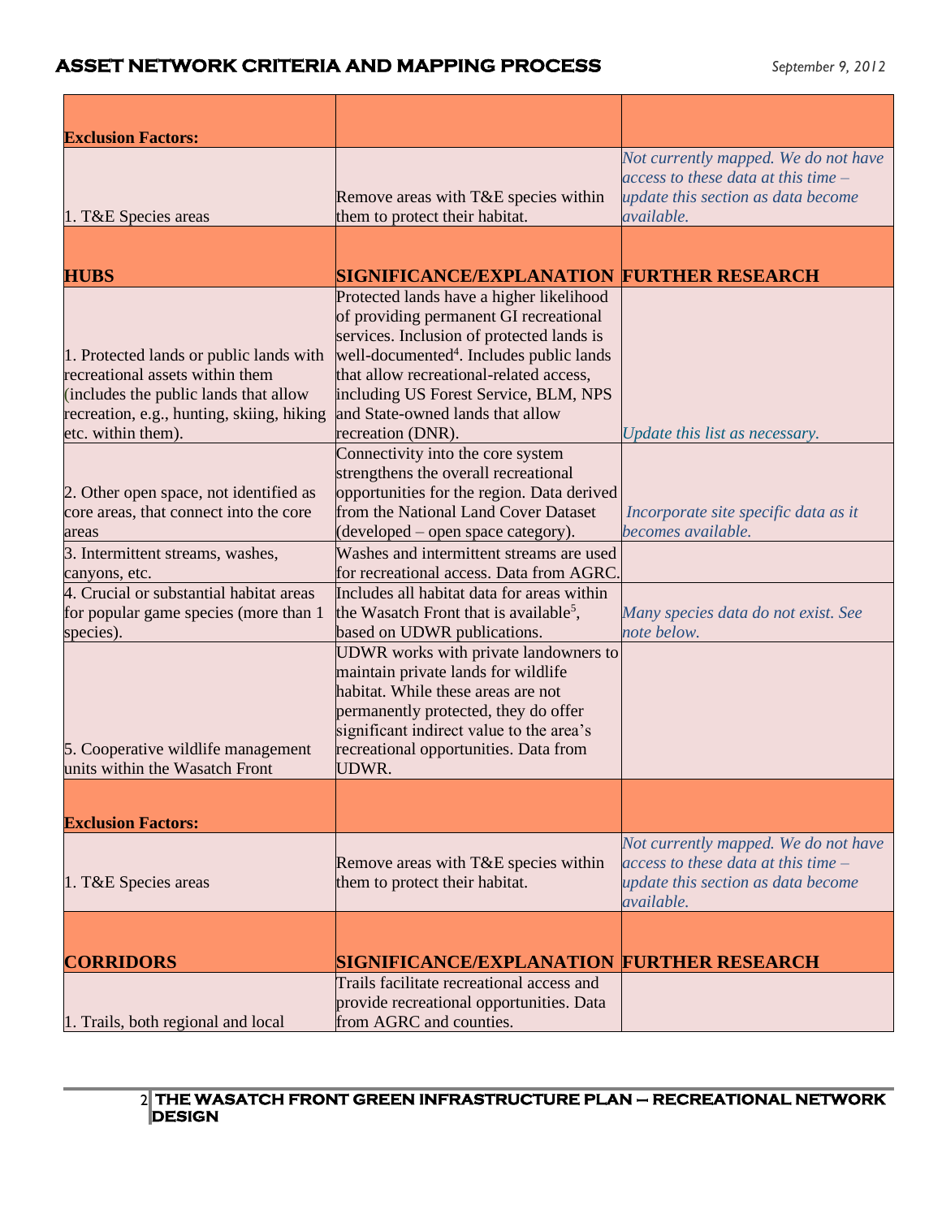| | | |
|---|---|---|
| **Exclusion Factors:** | | |
| 1. T&E Species areas | Remove areas with T&E species within them to protect their habitat. | *Not currently mapped. We do not have access to these data at this time – update this section as data become available.* |
| **HUBS** | **SIGNIFICANCE/EXPLANATION** | **FURTHER RESEARCH** |
| 1. Protected lands or public lands with recreational assets within them (includes the public lands that allow recreation, e.g., hunting, skiing, hiking etc. within them). | Protected lands have a higher likelihood of providing permanent GI recreational services. Inclusion of protected lands is well-documented[4]. Includes public lands that allow recreational-related access, including US Forest Service, BLM, NPS and State-owned lands that allow recreation (DNR). | *Update this list as necessary.* |
| 2. Other open space, not identified as core areas, that connect into the core areas | Connectivity into the core system strengthens the overall recreational opportunities for the region. Data derived from the National Land Cover Dataset (developed – open space category). | *Incorporate site specific data as it becomes available.* |
| 3. Intermittent streams, washes, canyons, etc. | Washes and intermittent streams are used for recreational access. Data from AGRC. | |
| 4. Crucial or substantial habitat areas for popular game species (more than 1 species). | Includes all habitat data for areas within the Wasatch Front that is available[5], based on UDWR publications. | *Many species data do not exist. See note below.* |
| 5. Cooperative wildlife management units within the Wasatch Front | UDWR works with private landowners to maintain private lands for wildlife habitat. While these areas are not permanently protected, they do offer significant indirect value to the area's recreational opportunities. Data from UDWR. | |
| **Exclusion Factors:** | | |
| 1. T&E Species areas | Remove areas with T&E species within them to protect their habitat. | *Not currently mapped. We do not have access to these data at this time – update this section as data become available.* |
| **CORRIDORS** | **SIGNIFICANCE/EXPLANATION** | **FURTHER RESEARCH** |
| 1. Trails, both regional and local | Trails facilitate recreational access and provide recreational opportunities. Data from AGRC and counties. | |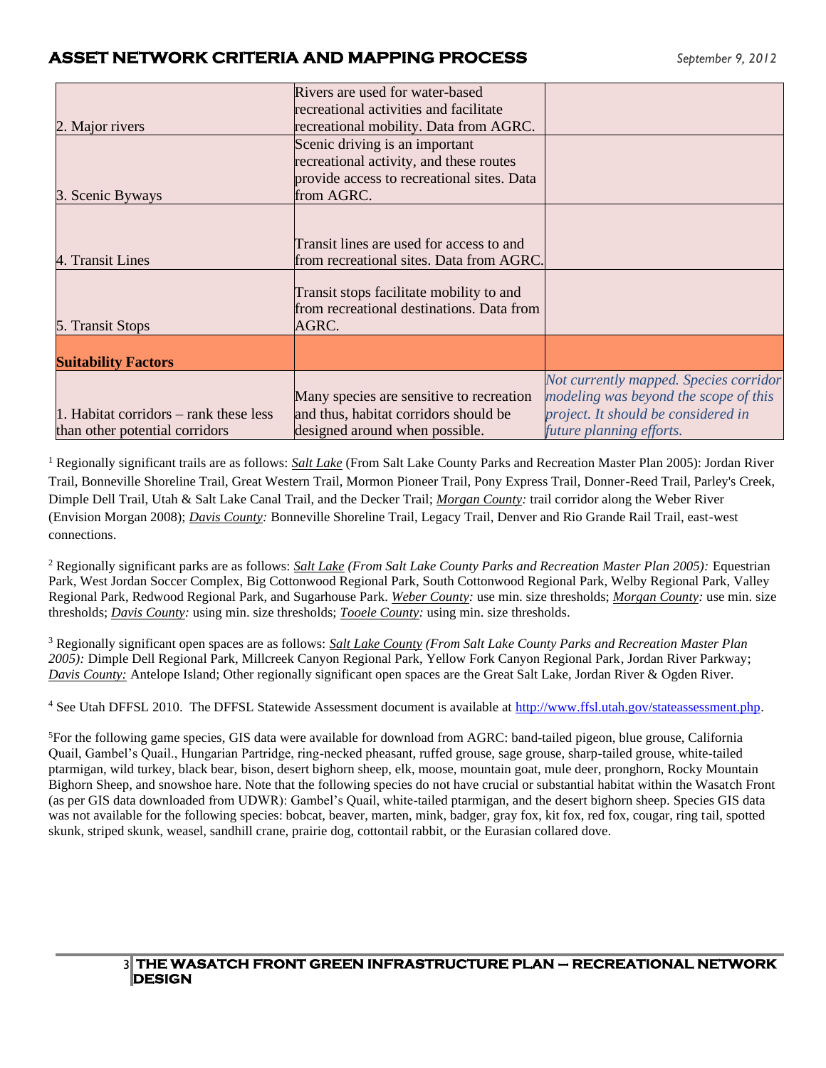| | | |
|---|---|---|
| 2. Major rivers | Rivers are used for water-based recreational activities and facilitate recreational mobility. Data from AGRC. | |
| 3. Scenic Byways | Scenic driving is an important recreational activity, and these routes provide access to recreational sites. Data from AGRC. | |
| 4. Transit Lines | Transit lines are used for access to and from recreational sites. Data from AGRC. | |
| 5. Transit Stops | Transit stops facilitate mobility to and from recreational destinations. Data from AGRC. | |
| **Suitability Factors** | | |
| 1. Habitat corridors – rank these less than other potential corridors | Many species are sensitive to recreation and thus, habitat corridors should be designed around when possible. | *Not currently mapped. Species corridor modeling was beyond the scope of this project. It should be considered in future planning efforts.* |

[1] Regionally significant trails are as follows: ***Salt Lake*** (From Salt Lake County Parks and Recreation Master Plan 2005): Jordan River Trail, Bonneville Shoreline Trail, Great Western Trail, Mormon Pioneer Trail, Pony Express Trail, Donner-Reed Trail, Parley's Creek, Dimple Dell Trail, Utah & Salt Lake Canal Trail, and the Decker Trail; ***Morgan County:*** trail corridor along the Weber River (Envision Morgan 2008); ***Davis County:*** Bonneville Shoreline Trail, Legacy Trail, Denver and Rio Grande Rail Trail, east-west connections.

[2] Regionally significant parks are as follows: ***Salt Lake*** *(From Salt Lake County Parks and Recreation Master Plan 2005):* Equestrian Park, West Jordan Soccer Complex, Big Cottonwood Regional Park, South Cottonwood Regional Park, Welby Regional Park, Valley Regional Park, Redwood Regional Park, and Sugarhouse Park. ***Weber County:*** use min. size thresholds; ***Morgan County:*** use min. size thresholds; ***Davis County:*** using min. size thresholds; ***Tooele County:*** using min. size thresholds.

[3] Regionally significant open spaces are as follows: ***Salt Lake County*** *(From Salt Lake County Parks and Recreation Master Plan 2005):* Dimple Dell Regional Park, Millcreek Canyon Regional Park, Yellow Fork Canyon Regional Park, Jordan River Parkway; ***Davis County:*** Antelope Island; Other regionally significant open spaces are the Great Salt Lake, Jordan River & Ogden River.

[4] See Utah DFFSL 2010. The DFFSL Statewide Assessment document is available at http://www.ffsl.utah.gov/stateassessment.php.

[5] For the following game species, GIS data were available for download from AGRC: band-tailed pigeon, blue grouse, California Quail, Gambel's Quail., Hungarian Partridge, ring-necked pheasant, ruffed grouse, sage grouse, sharp-tailed grouse, white-tailed ptarmigan, wild turkey, black bear, bison, desert bighorn sheep, elk, moose, mountain goat, mule deer, pronghorn, Rocky Mountain Bighorn Sheep, and snowshoe hare. Note that the following species do not have crucial or substantial habitat within the Wasatch Front (as per GIS data downloaded from UDWR): Gambel's Quail, white-tailed ptarmigan, and the desert bighorn sheep. Species GIS data was not available for the following species: bobcat, beaver, marten, mink, badger, gray fox, kit fox, red fox, cougar, ring tail, spotted skunk, striped skunk, weasel, sandhill crane, prairie dog, cottontail rabbit, or the Eurasian collared dove.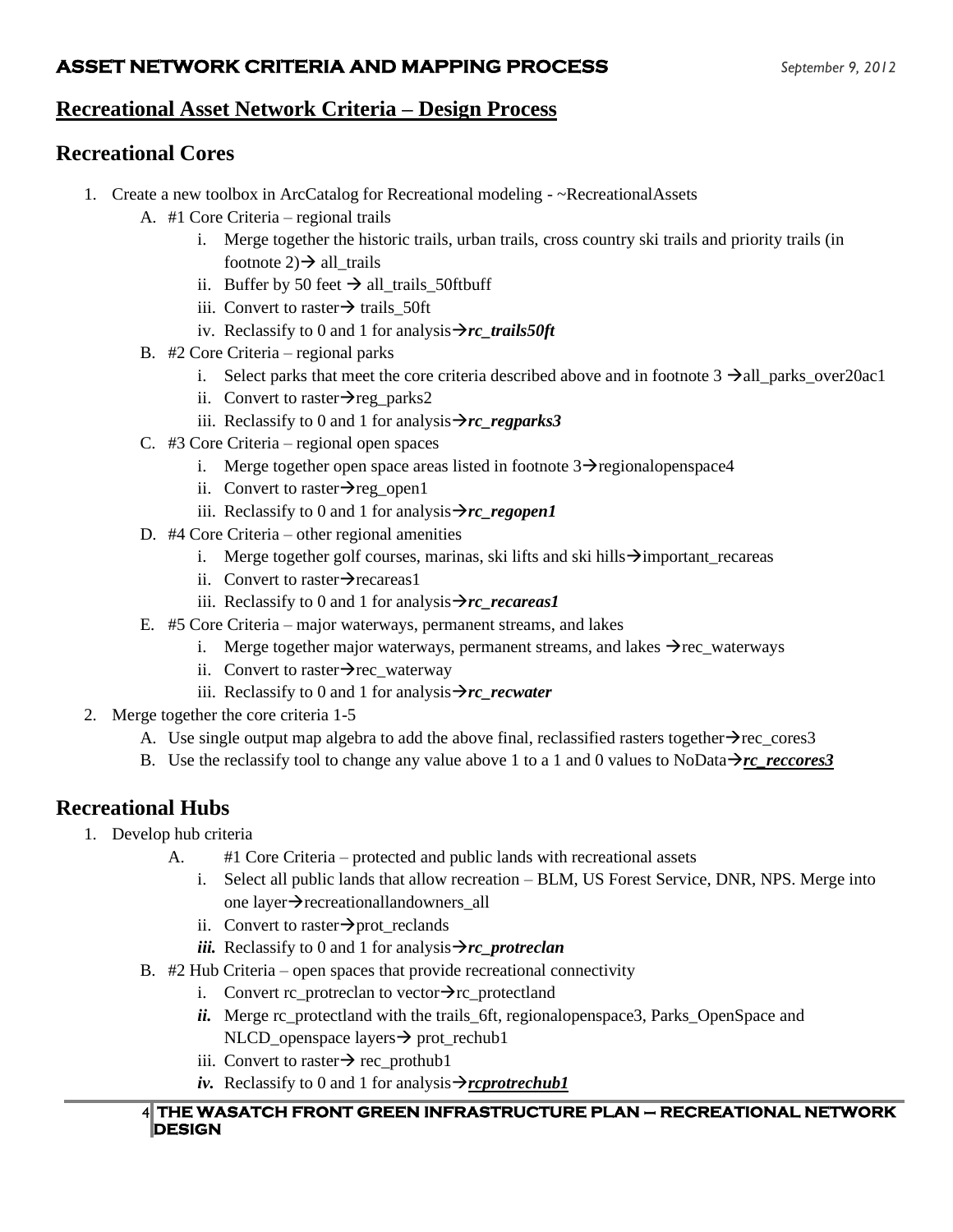## Recreational Asset Network Criteria – Design Process

### Recreational Cores

1. Create a new toolbox in ArcCatalog for Recreational modeling - ~RecreationalAssets
   - A. #1 Core Criteria – regional trails
     - i. Merge together the historic trails, urban trails, cross country ski trails and priority trails (in footnote 2)→ all_trails
     - ii. Buffer by 50 feet → all_trails_50ftbuff
     - iii. Convert to raster→ trails_50ft
     - iv. Reclassify to 0 and 1 for analysis→***rc_trails50ft***
   - B. #2 Core Criteria – regional parks
     - i. Select parks that meet the core criteria described above and in footnote 3 →all_parks_over20ac1
     - ii. Convert to raster→reg_parks2
     - iii. Reclassify to 0 and 1 for analysis→***rc_regparks3***
   - C. #3 Core Criteria – regional open spaces
     - i. Merge together open space areas listed in footnote 3→regionalopenspace4
     - ii. Convert to raster→reg_open1
     - iii. Reclassify to 0 and 1 for analysis→***rc_regopen1***
   - D. #4 Core Criteria – other regional amenities
     - i. Merge together golf courses, marinas, ski lifts and ski hills→important_recareas
     - ii. Convert to raster→recareas1
     - iii. Reclassify to 0 and 1 for analysis→***rc_recareas1***
   - E. #5 Core Criteria – major waterways, permanent streams, and lakes
     - i. Merge together major waterways, permanent streams, and lakes →rec_waterways
     - ii. Convert to raster→rec_waterway
     - iii. Reclassify to 0 and 1 for analysis→***rc_recwater***
2. Merge together the core criteria 1-5
   - A. Use single output map algebra to add the above final, reclassified rasters together→rec_cores3
   - B. Use the reclassify tool to change any value above 1 to a 1 and 0 values to NoData→<u>***rc_reccores3***</u>

### Recreational Hubs

1. Develop hub criteria
   - A. #1 Core Criteria – protected and public lands with recreational assets
     - i. Select all public lands that allow recreation – BLM, US Forest Service, DNR, NPS. Merge into one layer→recreationallandowners_all
     - ii. Convert to raster→prot_reclands
     - ***iii.*** Reclassify to 0 and 1 for analysis→***rc_protreclan***
   - B. #2 Hub Criteria – open spaces that provide recreational connectivity
     - i. Convert rc_protreclan to vector→rc_protectland
     - ***ii.*** Merge rc_protectland with the trails_6ft, regionalopenspace3, Parks_OpenSpace and NLCD_openspace layers→ prot_rechub1
     - iii. Convert to raster→ rec_prothub1
     - ***iv.*** Reclassify to 0 and 1 for analysis→<u>***rcprotrechub1***</u>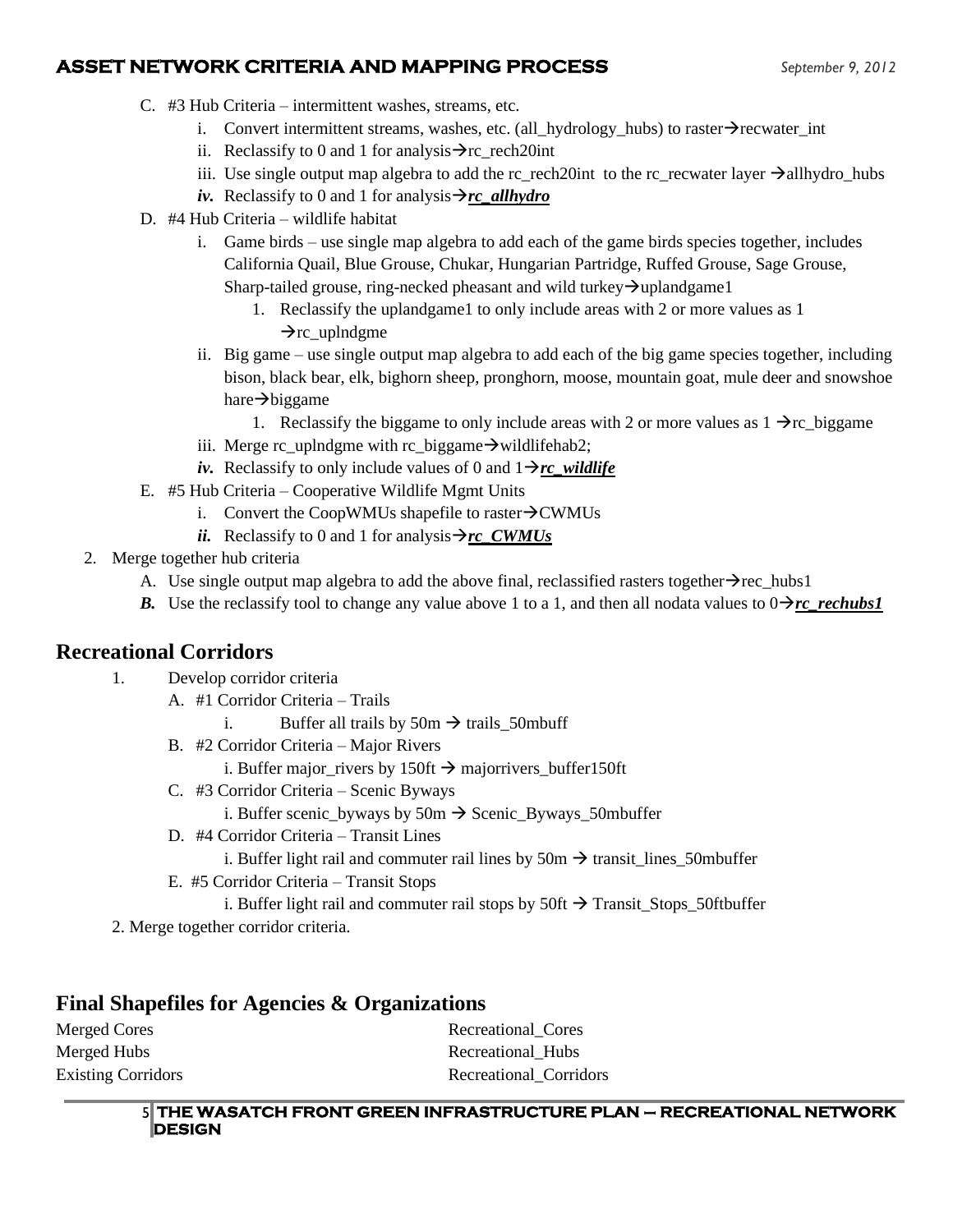C. #3 Hub Criteria – intermittent washes, streams, etc.
   i. Convert intermittent streams, washes, etc. (all_hydrology_hubs) to raster→recwater_int
   ii. Reclassify to 0 and 1 for analysis→rc_rech20int
   iii. Use single output map algebra to add the rc_rech20int to the rc_recwater layer →allhydro_hubs
   ***iv.*** Reclassify to 0 and 1 for analysis→***<u>rc_allhydro</u>***

D. #4 Hub Criteria – wildlife habitat
   i. Game birds – use single map algebra to add each of the game birds species together, includes California Quail, Blue Grouse, Chukar, Hungarian Partridge, Ruffed Grouse, Sage Grouse, Sharp-tailed grouse, ring-necked pheasant and wild turkey→uplandgame1
      1. Reclassify the uplandgame1 to only include areas with 2 or more values as 1 →rc_uplndgme
   ii. Big game – use single output map algebra to add each of the big game species together, including bison, black bear, elk, bighorn sheep, pronghorn, moose, mountain goat, mule deer and snowshoe hare→biggame
      1. Reclassify the biggame to only include areas with 2 or more values as 1 →rc_biggame
   iii. Merge rc_uplndgme with rc_biggame→wildlifehab2;
   ***iv.*** Reclassify to only include values of 0 and 1→***<u>rc_wildlife</u>***

E. #5 Hub Criteria – Cooperative Wildlife Mgmt Units
   i. Convert the CoopWMUs shapefile to raster→CWMUs
   ***ii.*** Reclassify to 0 and 1 for analysis→***<u>rc_CWMUs</u>***

2. Merge together hub criteria
   A. Use single output map algebra to add the above final, reclassified rasters together→rec_hubs1
   ***B.*** Use the reclassify tool to change any value above 1 to a 1, and then all nodata values to 0→***<u>rc_rechubs1</u>***

## Recreational Corridors

1. Develop corridor criteria
   A. #1 Corridor Criteria – Trails
      i. Buffer all trails by 50m → trails_50mbuff
   B. #2 Corridor Criteria – Major Rivers
      i. Buffer major_rivers by 150ft → majorrivers_buffer150ft
   C. #3 Corridor Criteria – Scenic Byways
      i. Buffer scenic_byways by 50m → Scenic_Byways_50mbuffer
   D. #4 Corridor Criteria – Transit Lines
      i. Buffer light rail and commuter rail lines by 50m → transit_lines_50mbuffer
   E. #5 Corridor Criteria – Transit Stops
      i. Buffer light rail and commuter rail stops by 50ft → Transit_Stops_50ftbuffer

2. Merge together corridor criteria.

## Final Shapefiles for Agencies & Organizations

Merged Cores
Merged Hubs
Existing Corridors

Recreational_Cores
Recreational_Hubs
Recreational_Corridors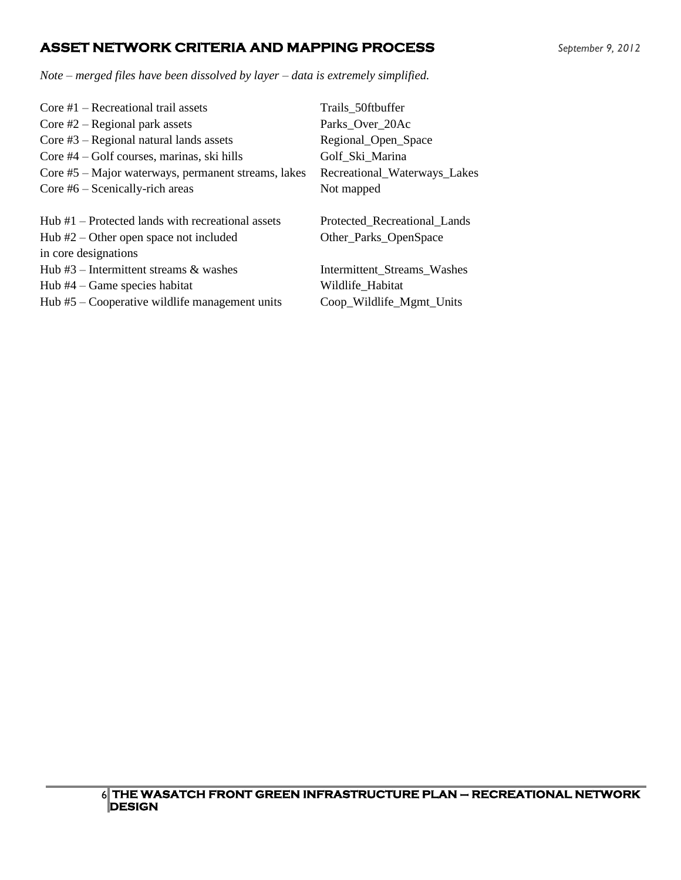## ASSET NETWORK CRITERIA AND MAPPING PROCESS

*Note – merged files have been dissolved by layer – data is extremely simplified.*

| | |
|---|---|
| Core #1 – Recreational trail assets | Trails_50ftbuffer |
| Core #2 – Regional park assets | Parks_Over_20Ac |
| Core #3 – Regional natural lands assets | Regional_Open_Space |
| Core #4 – Golf courses, marinas, ski hills | Golf_Ski_Marina |
| Core #5 – Major waterways, permanent streams, lakes | Recreational_Waterways_Lakes |
| Core #6 – Scenically-rich areas | Not mapped |
| Hub #1 – Protected lands with recreational assets | Protected_Recreational_Lands |
| Hub #2 – Other open space not included in core designations | Other_Parks_OpenSpace |
| Hub #3 – Intermittent streams & washes | Intermittent_Streams_Washes |
| Hub #4 – Game species habitat | Wildlife_Habitat |
| Hub #5 – Cooperative wildlife management units | Coop_Wildlife_Mgmt_Units |